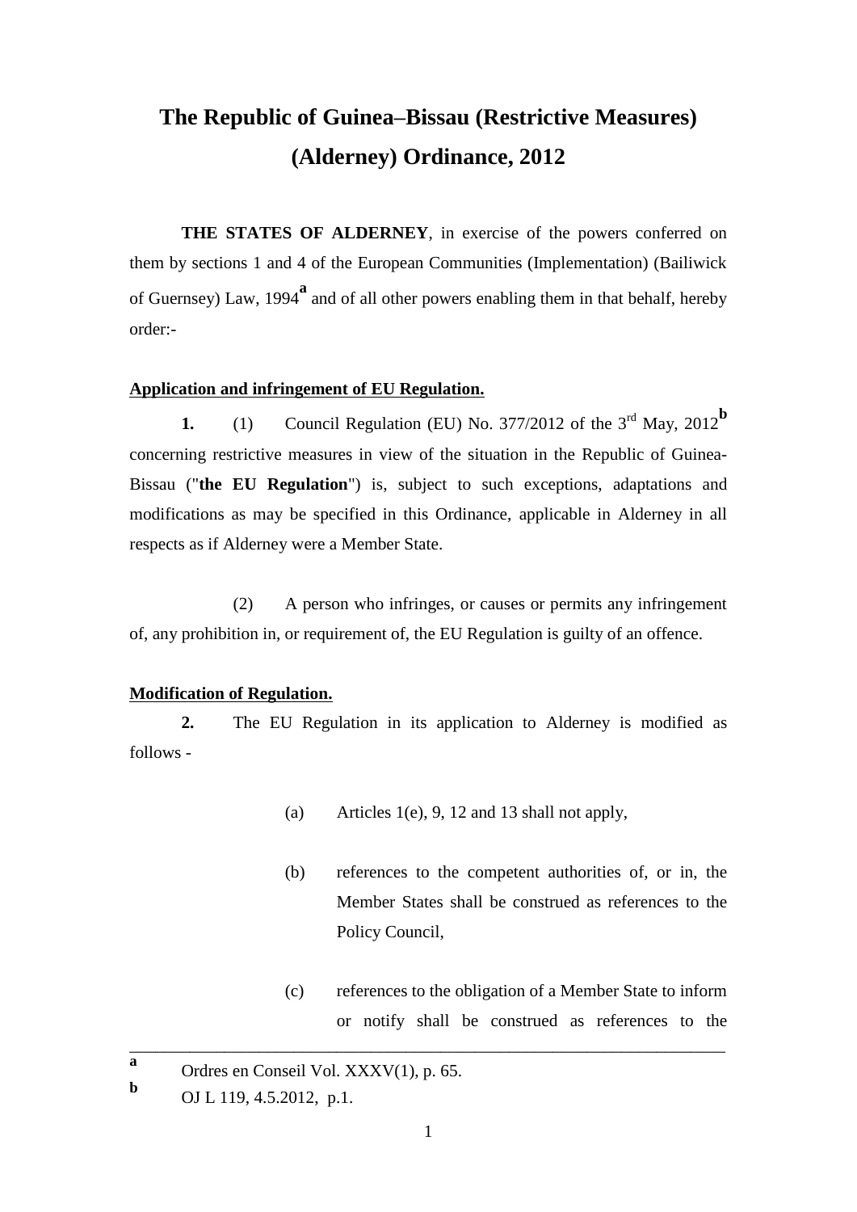# The Republic of Guinea–Bissau (Restrictive Measures) (Alderney) Ordinance, 2012

**THE STATES OF ALDERNEY**, in exercise of the powers conferred on them by sections 1 and 4 of the European Communities (Implementation) (Bailiwick of Guernsey) Law, 1994[a] and of all other powers enabling them in that behalf, hereby order:-

**Application and infringement of EU Regulation.**

**1.** (1) Council Regulation (EU) No. 377/2012 of the 3rd May, 2012[b] concerning restrictive measures in view of the situation in the Republic of Guinea-Bissau ("**the EU Regulation**") is, subject to such exceptions, adaptations and modifications as may be specified in this Ordinance, applicable in Alderney in all respects as if Alderney were a Member State.

(2) A person who infringes, or causes or permits any infringement of, any prohibition in, or requirement of, the EU Regulation is guilty of an offence.

**Modification of Regulation.**

**2.** The EU Regulation in its application to Alderney is modified as follows -

(a) Articles 1(e), 9, 12 and 13 shall not apply,

(b) references to the competent authorities of, or in, the Member States shall be construed as references to the Policy Council,

(c) references to the obligation of a Member State to inform or notify shall be construed as references to the

---

[a] Ordres en Conseil Vol. XXXV(1), p. 65.

[b] OJ L 119, 4.5.2012, p.1.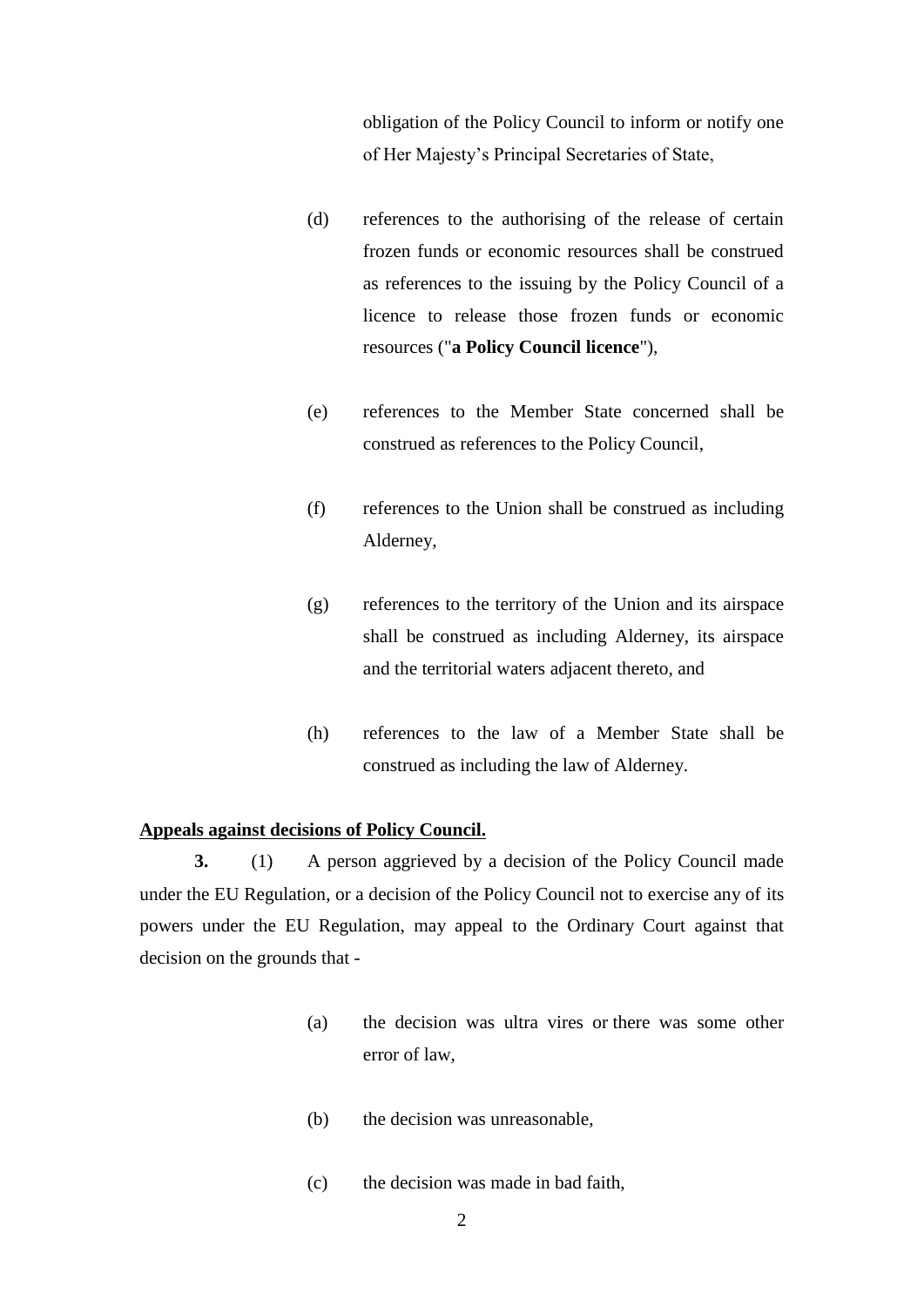obligation of the Policy Council to inform or notify one of Her Majesty's Principal Secretaries of State,

(d) references to the authorising of the release of certain frozen funds or economic resources shall be construed as references to the issuing by the Policy Council of a licence to release those frozen funds or economic resources ("**a Policy Council licence**"),

(e) references to the Member State concerned shall be construed as references to the Policy Council,

(f) references to the Union shall be construed as including Alderney,

(g) references to the territory of the Union and its airspace shall be construed as including Alderney, its airspace and the territorial waters adjacent thereto, and

(h) references to the law of a Member State shall be construed as including the law of Alderney.

**Appeals against decisions of Policy Council.**

**3.** (1) A person aggrieved by a decision of the Policy Council made under the EU Regulation, or a decision of the Policy Council not to exercise any of its powers under the EU Regulation, may appeal to the Ordinary Court against that decision on the grounds that -

(a) the decision was ultra vires or there was some other error of law,

(b) the decision was unreasonable,

(c) the decision was made in bad faith,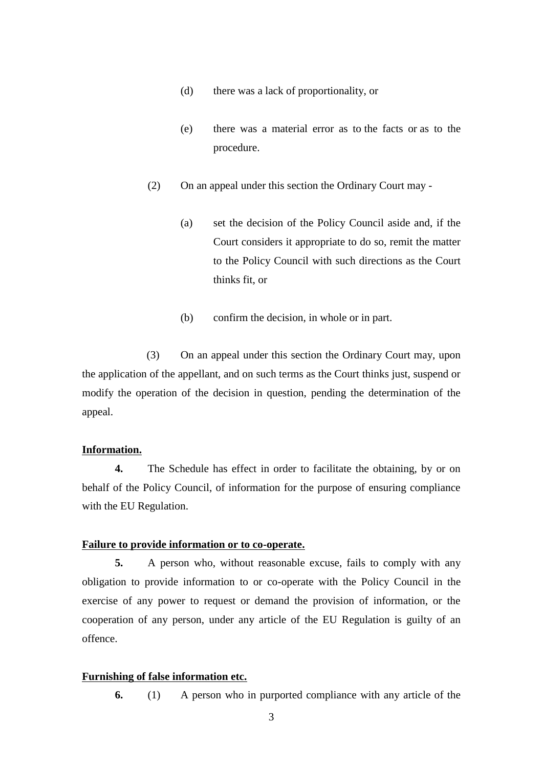(d) there was a lack of proportionality, or

(e) there was a material error as to the facts or as to the procedure.

(2) On an appeal under this section the Ordinary Court may -

(a) set the decision of the Policy Council aside and, if the Court considers it appropriate to do so, remit the matter to the Policy Council with such directions as the Court thinks fit, or

(b) confirm the decision, in whole or in part.

(3) On an appeal under this section the Ordinary Court may, upon the application of the appellant, and on such terms as the Court thinks just, suspend or modify the operation of the decision in question, pending the determination of the appeal.

**Information.**

**4.** The Schedule has effect in order to facilitate the obtaining, by or on behalf of the Policy Council, of information for the purpose of ensuring compliance with the EU Regulation.

**Failure to provide information or to co-operate.**

**5.** A person who, without reasonable excuse, fails to comply with any obligation to provide information to or co-operate with the Policy Council in the exercise of any power to request or demand the provision of information, or the cooperation of any person, under any article of the EU Regulation is guilty of an offence.

**Furnishing of false information etc.**

**6.** (1) A person who in purported compliance with any article of the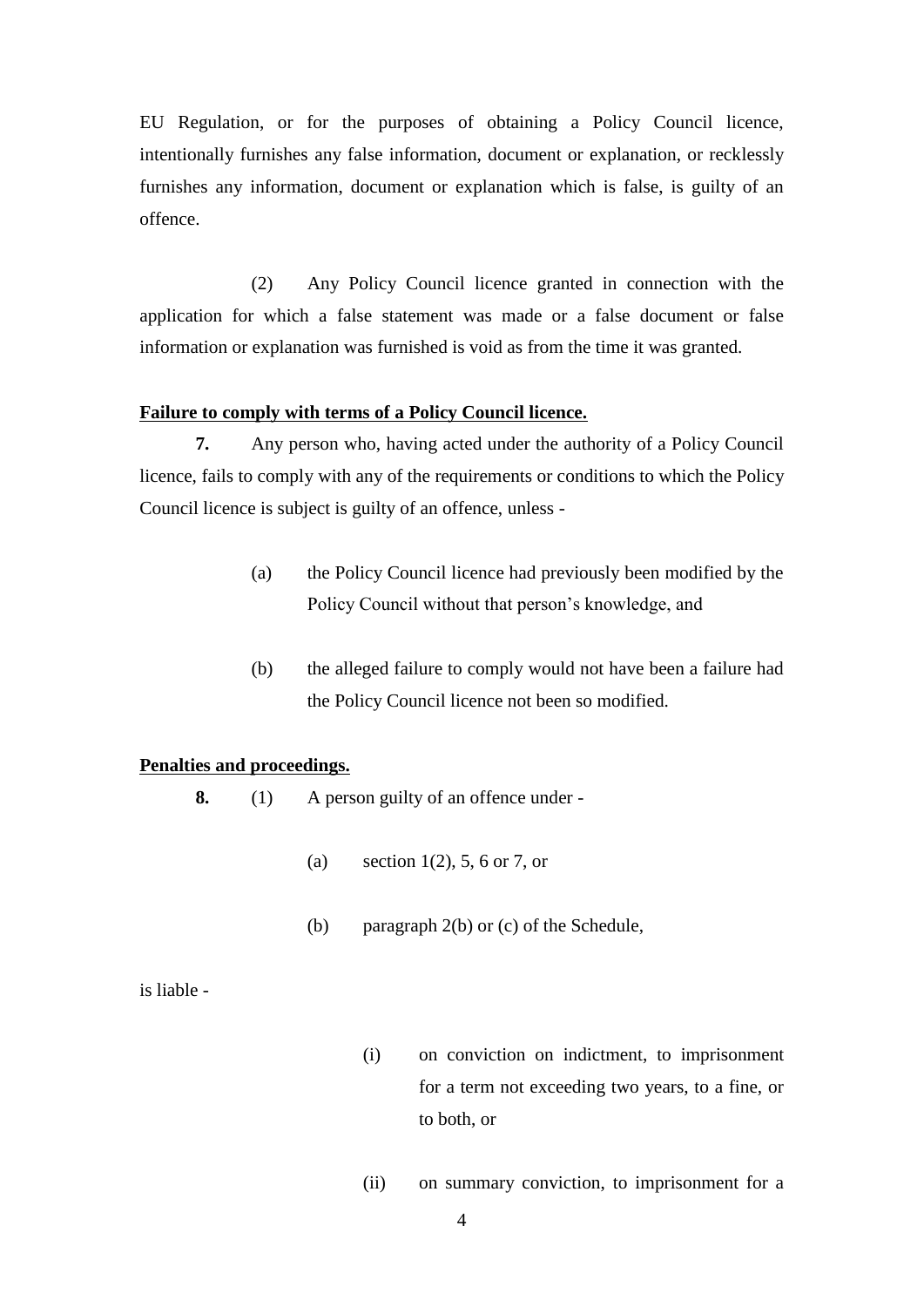EU Regulation, or for the purposes of obtaining a Policy Council licence, intentionally furnishes any false information, document or explanation, or recklessly furnishes any information, document or explanation which is false, is guilty of an offence.

(2) Any Policy Council licence granted in connection with the application for which a false statement was made or a false document or false information or explanation was furnished is void as from the time it was granted.

**Failure to comply with terms of a Policy Council licence.**

**7.** Any person who, having acted under the authority of a Policy Council licence, fails to comply with any of the requirements or conditions to which the Policy Council licence is subject is guilty of an offence, unless -

(a) the Policy Council licence had previously been modified by the Policy Council without that person's knowledge, and

(b) the alleged failure to comply would not have been a failure had the Policy Council licence not been so modified.

**Penalties and proceedings.**

**8.** (1) A person guilty of an offence under -

(a) section 1(2), 5, 6 or 7, or

(b) paragraph 2(b) or (c) of the Schedule,

is liable -

(i) on conviction on indictment, to imprisonment for a term not exceeding two years, to a fine, or to both, or

(ii) on summary conviction, to imprisonment for a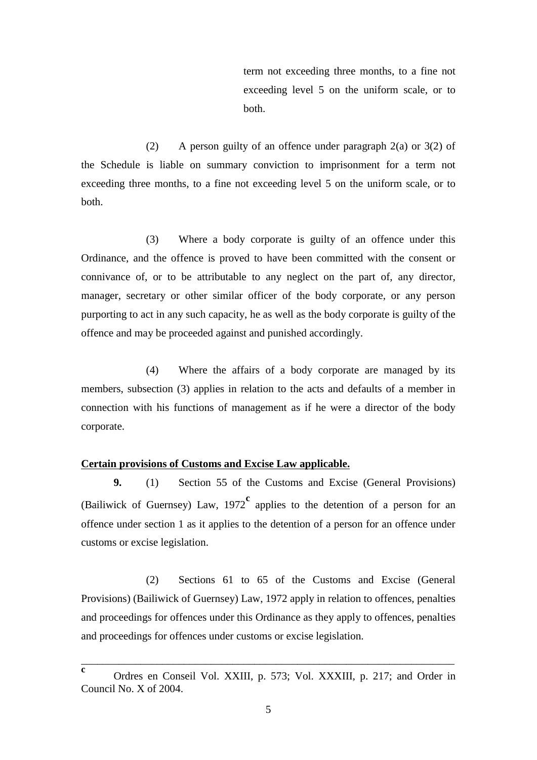term not exceeding three months, to a fine not exceeding level 5 on the uniform scale, or to both.

(2) A person guilty of an offence under paragraph 2(a) or 3(2) of the Schedule is liable on summary conviction to imprisonment for a term not exceeding three months, to a fine not exceeding level 5 on the uniform scale, or to both.

(3) Where a body corporate is guilty of an offence under this Ordinance, and the offence is proved to have been committed with the consent or connivance of, or to be attributable to any neglect on the part of, any director, manager, secretary or other similar officer of the body corporate, or any person purporting to act in any such capacity, he as well as the body corporate is guilty of the offence and may be proceeded against and punished accordingly.

(4) Where the affairs of a body corporate are managed by its members, subsection (3) applies in relation to the acts and defaults of a member in connection with his functions of management as if he were a director of the body corporate.

**Certain provisions of Customs and Excise Law applicable.**

**9.** (1) Section 55 of the Customs and Excise (General Provisions) (Bailiwick of Guernsey) Law, 1972[c] applies to the detention of a person for an offence under section 1 as it applies to the detention of a person for an offence under customs or excise legislation.

(2) Sections 61 to 65 of the Customs and Excise (General Provisions) (Bailiwick of Guernsey) Law, 1972 apply in relation to offences, penalties and proceedings for offences under this Ordinance as they apply to offences, penalties and proceedings for offences under customs or excise legislation.

---

[c] Ordres en Conseil Vol. XXIII, p. 573; Vol. XXXIII, p. 217; and Order in Council No. X of 2004.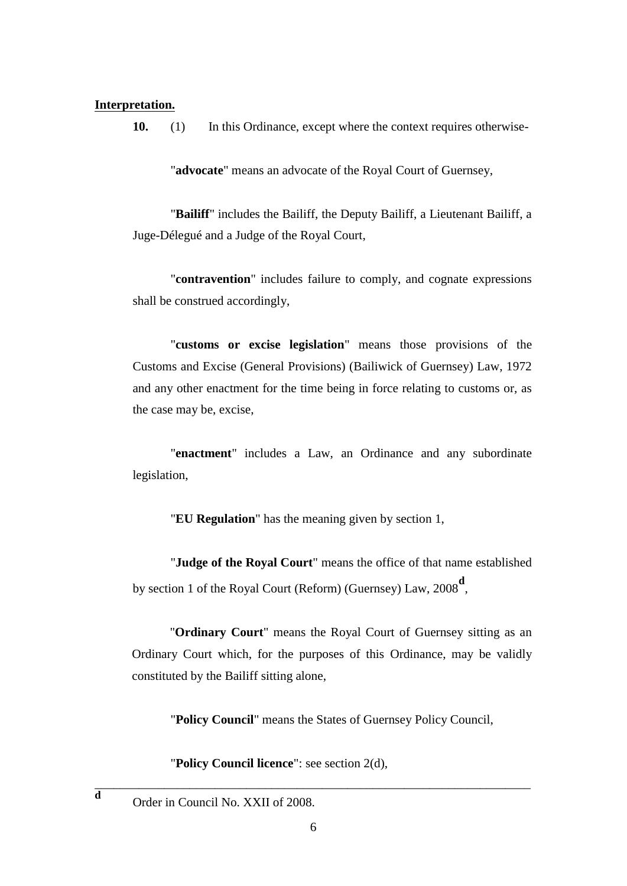**Interpretation.**

**10.** (1) In this Ordinance, except where the context requires otherwise-

"**advocate**" means an advocate of the Royal Court of Guernsey,

"**Bailiff**" includes the Bailiff, the Deputy Bailiff, a Lieutenant Bailiff, a Juge-Délegué and a Judge of the Royal Court,

"**contravention**" includes failure to comply, and cognate expressions shall be construed accordingly,

"**customs or excise legislation**" means those provisions of the Customs and Excise (General Provisions) (Bailiwick of Guernsey) Law, 1972 and any other enactment for the time being in force relating to customs or, as the case may be, excise,

"**enactment**" includes a Law, an Ordinance and any subordinate legislation,

"**EU Regulation**" has the meaning given by section 1,

"**Judge of the Royal Court**" means the office of that name established by section 1 of the Royal Court (Reform) (Guernsey) Law, 2008[d],

"**Ordinary Court**" means the Royal Court of Guernsey sitting as an Ordinary Court which, for the purposes of this Ordinance, may be validly constituted by the Bailiff sitting alone,

"**Policy Council**" means the States of Guernsey Policy Council,

"**Policy Council licence**": see section 2(d),

---

[d] Order in Council No. XXII of 2008.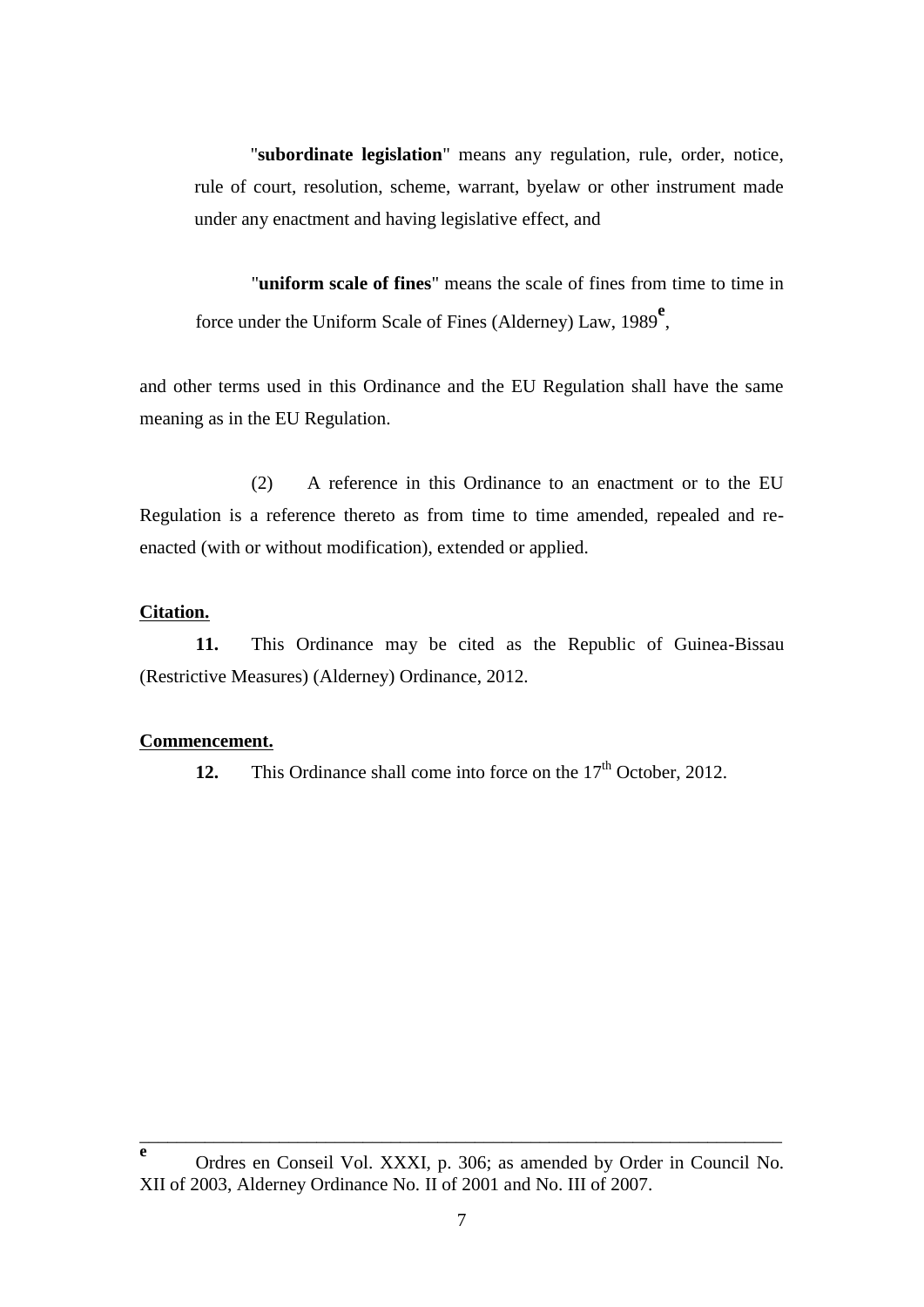"**subordinate legislation**" means any regulation, rule, order, notice, rule of court, resolution, scheme, warrant, byelaw or other instrument made under any enactment and having legislative effect, and

"**uniform scale of fines**" means the scale of fines from time to time in force under the Uniform Scale of Fines (Alderney) Law, 1989[e],

and other terms used in this Ordinance and the EU Regulation shall have the same meaning as in the EU Regulation.

(2) A reference in this Ordinance to an enactment or to the EU Regulation is a reference thereto as from time to time amended, repealed and re-enacted (with or without modification), extended or applied.

**Citation.**

**11.** This Ordinance may be cited as the Republic of Guinea-Bissau (Restrictive Measures) (Alderney) Ordinance, 2012.

**Commencement.**

**12.** This Ordinance shall come into force on the 17th October, 2012.

---

[e] Ordres en Conseil Vol. XXXI, p. 306; as amended by Order in Council No. XII of 2003, Alderney Ordinance No. II of 2001 and No. III of 2007.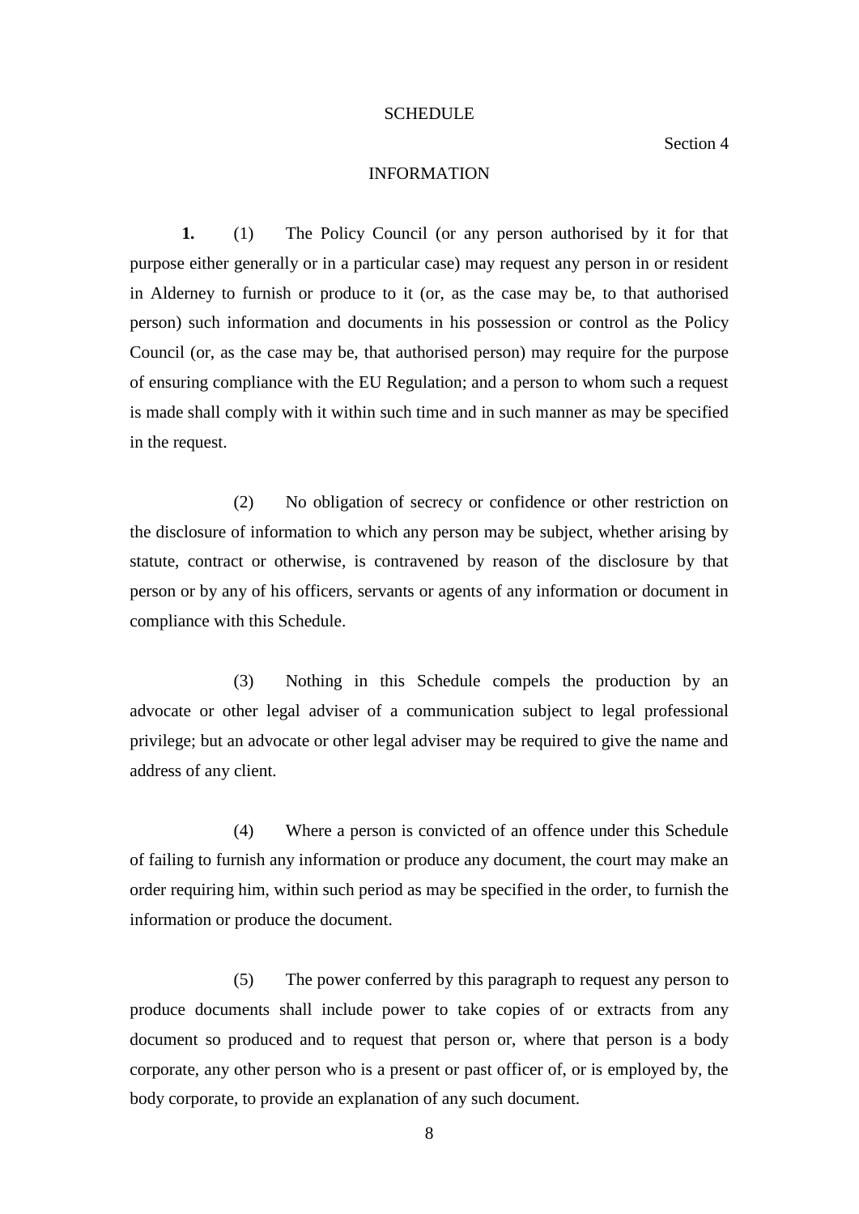SCHEDULE

Section 4

INFORMATION

**1.** (1) The Policy Council (or any person authorised by it for that purpose either generally or in a particular case) may request any person in or resident in Alderney to furnish or produce to it (or, as the case may be, to that authorised person) such information and documents in his possession or control as the Policy Council (or, as the case may be, that authorised person) may require for the purpose of ensuring compliance with the EU Regulation; and a person to whom such a request is made shall comply with it within such time and in such manner as may be specified in the request.

(2) No obligation of secrecy or confidence or other restriction on the disclosure of information to which any person may be subject, whether arising by statute, contract or otherwise, is contravened by reason of the disclosure by that person or by any of his officers, servants or agents of any information or document in compliance with this Schedule.

(3) Nothing in this Schedule compels the production by an advocate or other legal adviser of a communication subject to legal professional privilege; but an advocate or other legal adviser may be required to give the name and address of any client.

(4) Where a person is convicted of an offence under this Schedule of failing to furnish any information or produce any document, the court may make an order requiring him, within such period as may be specified in the order, to furnish the information or produce the document.

(5) The power conferred by this paragraph to request any person to produce documents shall include power to take copies of or extracts from any document so produced and to request that person or, where that person is a body corporate, any other person who is a present or past officer of, or is employed by, the body corporate, to provide an explanation of any such document.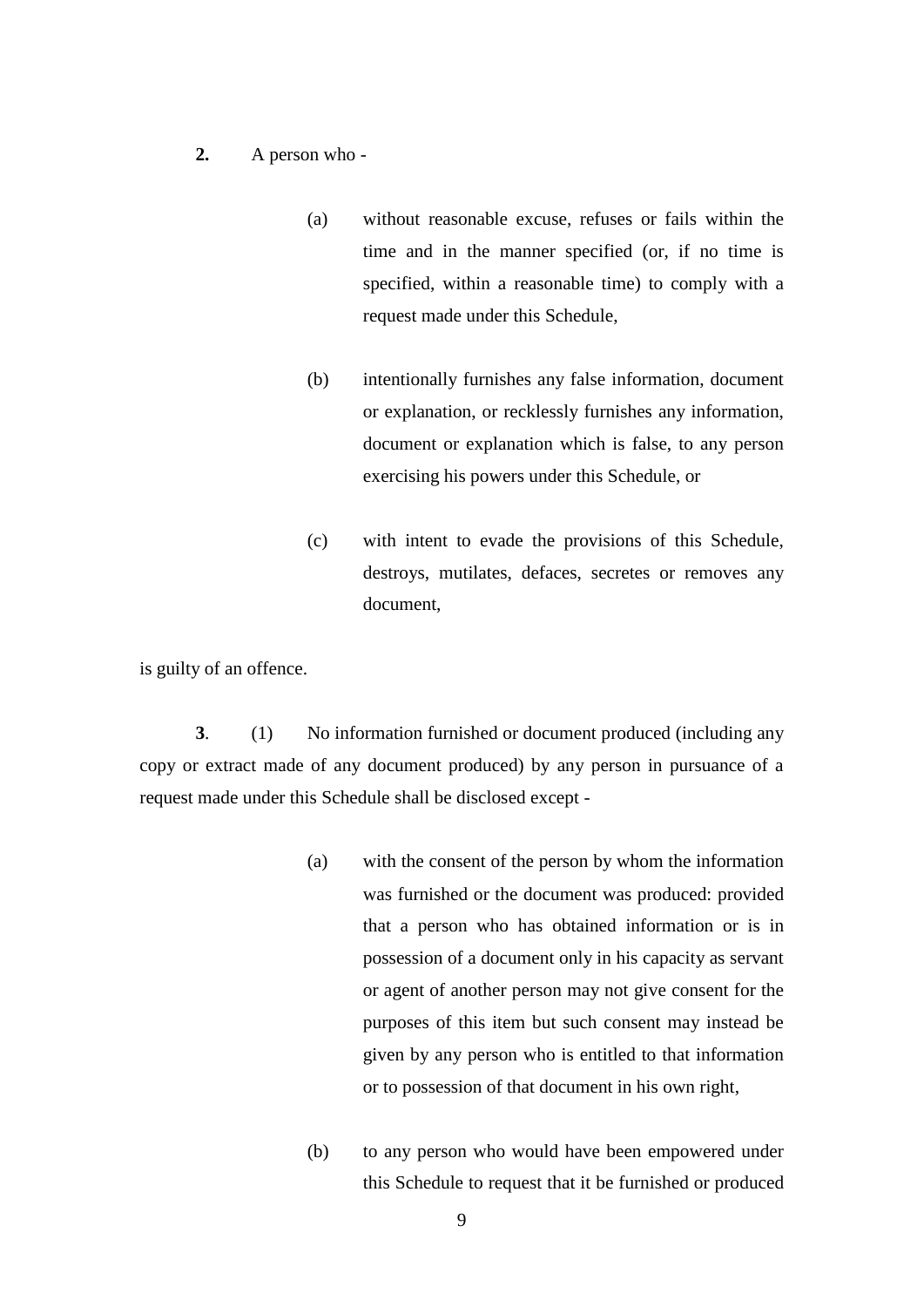**2.** A person who -

(a) without reasonable excuse, refuses or fails within the time and in the manner specified (or, if no time is specified, within a reasonable time) to comply with a request made under this Schedule,

(b) intentionally furnishes any false information, document or explanation, or recklessly furnishes any information, document or explanation which is false, to any person exercising his powers under this Schedule, or

(c) with intent to evade the provisions of this Schedule, destroys, mutilates, defaces, secretes or removes any document,

is guilty of an offence.

**3**. (1) No information furnished or document produced (including any copy or extract made of any document produced) by any person in pursuance of a request made under this Schedule shall be disclosed except -

(a) with the consent of the person by whom the information was furnished or the document was produced: provided that a person who has obtained information or is in possession of a document only in his capacity as servant or agent of another person may not give consent for the purposes of this item but such consent may instead be given by any person who is entitled to that information or to possession of that document in his own right,

(b) to any person who would have been empowered under this Schedule to request that it be furnished or produced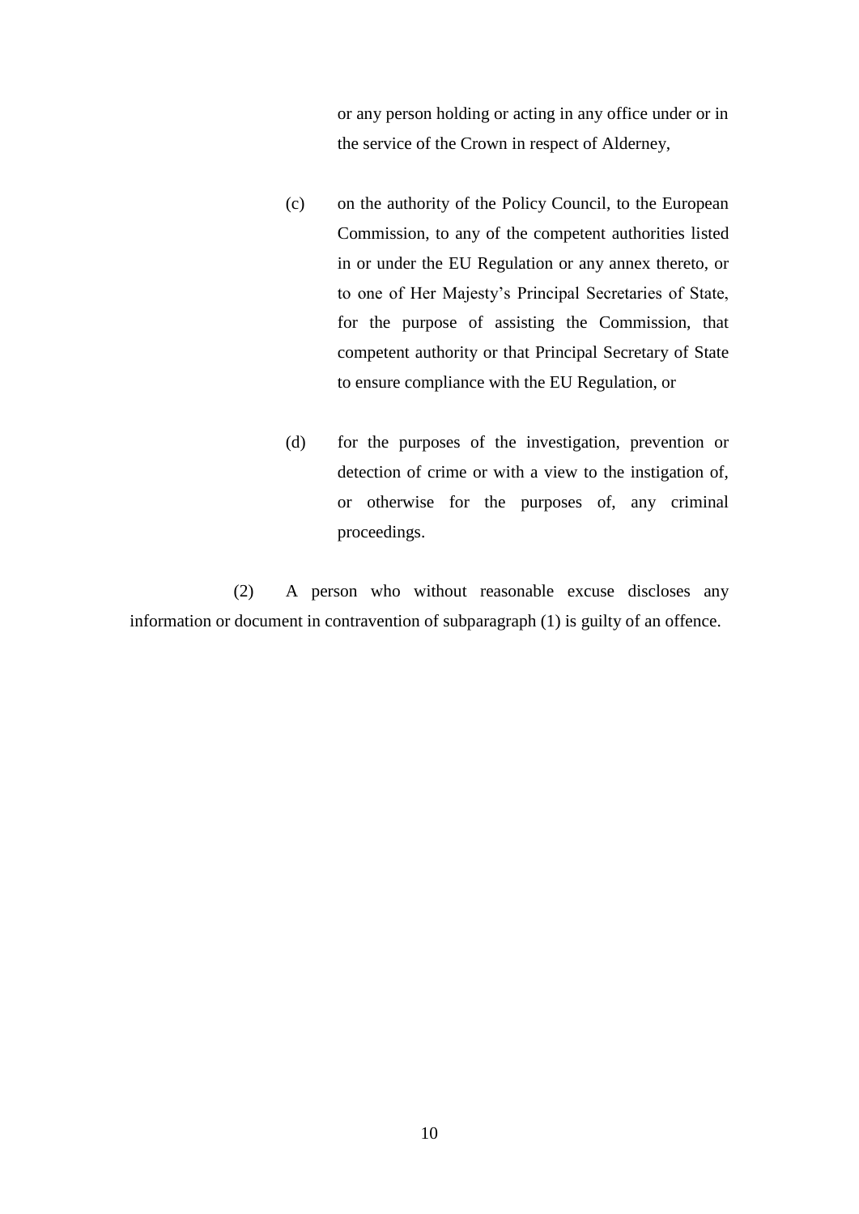or any person holding or acting in any office under or in the service of the Crown in respect of Alderney,

(c) on the authority of the Policy Council, to the European Commission, to any of the competent authorities listed in or under the EU Regulation or any annex thereto, or to one of Her Majesty's Principal Secretaries of State, for the purpose of assisting the Commission, that competent authority or that Principal Secretary of State to ensure compliance with the EU Regulation, or

(d) for the purposes of the investigation, prevention or detection of crime or with a view to the instigation of, or otherwise for the purposes of, any criminal proceedings.

(2) A person who without reasonable excuse discloses any information or document in contravention of subparagraph (1) is guilty of an offence.